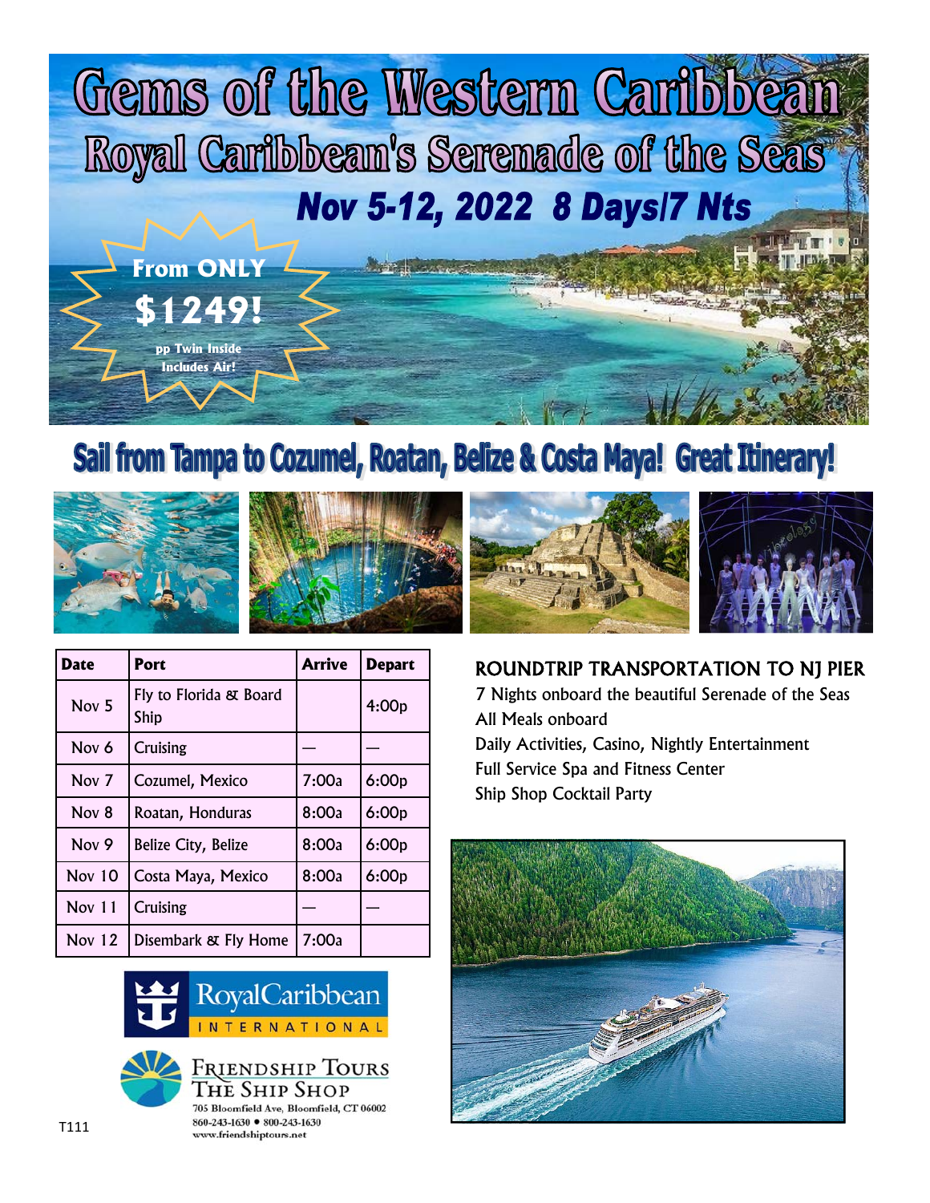# Gems of the Western Caribbean

## Royal Caribbean's Serenade of the Seas

### Nov 5-12, 2022 8 Days/7 Nts

**From ONLY**
**$1249!**
**pp Twin Inside**
**Includes Air!**

## Sail from Tampa to Cozumel, Roatan, Belize & Costa Maya! Great Itinerary!

| Date | Port | Arrive | Depart |
|---|---|---|---|
| Nov 5 | Fly to Florida & Board Ship | | 4:00p |
| Nov 6 | Cruising | — | — |
| Nov 7 | Cozumel, Mexico | 7:00a | 6:00p |
| Nov 8 | Roatan, Honduras | 8:00a | 6:00p |
| Nov 9 | Belize City, Belize | 8:00a | 6:00p |
| Nov 10 | Costa Maya, Mexico | 8:00a | 6:00p |
| Nov 11 | Cruising | — | — |
| Nov 12 | Disembark & Fly Home | 7:00a | |

ROUNDTRIP TRANSPORTATION TO NJ PIER
7 Nights onboard the beautiful Serenade of the Seas
All Meals onboard
Daily Activities, Casino, Nightly Entertainment
Full Service Spa and Fitness Center
Ship Shop Cocktail Party

RoyalCaribbean INTERNATIONAL

Friendship Tours
The Ship Shop
705 Bloomfield Ave, Bloomfield, CT 06002
860-243-1630 • 800-243-1630
www.friendshiptours.net

T111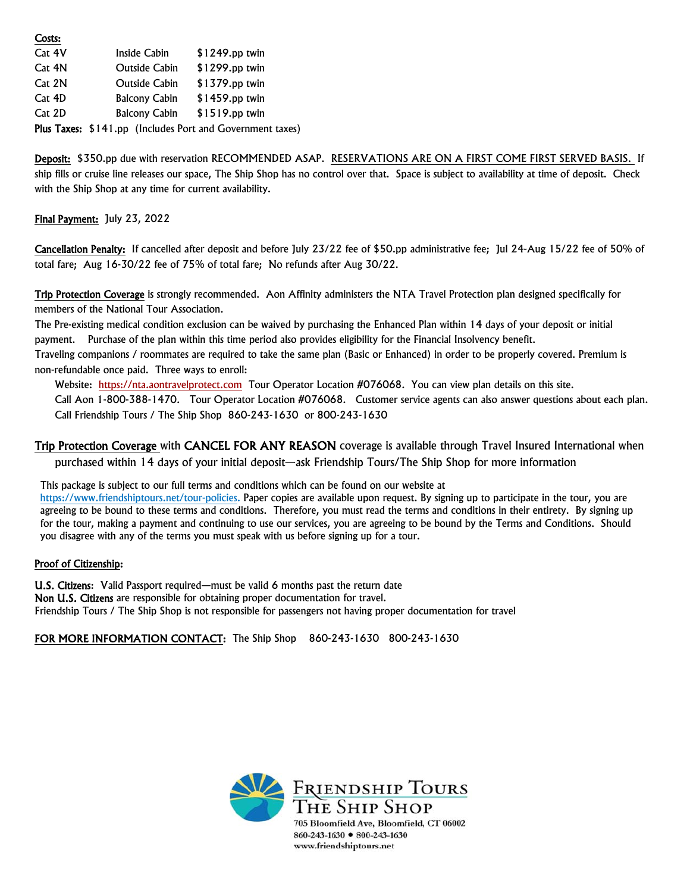**Costs:**

| | | |
|---|---|---|
| Cat 4V | Inside Cabin | $1249.pp twin |
| Cat 4N | Outside Cabin | $1299.pp twin |
| Cat 2N | Outside Cabin | $1379.pp twin |
| Cat 4D | Balcony Cabin | $1459.pp twin |
| Cat 2D | Balcony Cabin | $1519.pp twin |

**Plus Taxes:** $141.pp (Includes Port and Government taxes)

**Deposit:** $350.pp due with reservation RECOMMENDED ASAP. RESERVATIONS ARE ON A FIRST COME FIRST SERVED BASIS. If ship fills or cruise line releases our space, The Ship Shop has no control over that. Space is subject to availability at time of deposit. Check with the Ship Shop at any time for current availability.

**Final Payment:** July 23, 2022

**Cancellation Penalty:** If cancelled after deposit and before July 23/22 fee of $50.pp administrative fee; Jul 24-Aug 15/22 fee of 50% of total fare; Aug 16-30/22 fee of 75% of total fare; No refunds after Aug 30/22.

**Trip Protection Coverage** is strongly recommended. Aon Affinity administers the NTA Travel Protection plan designed specifically for members of the National Tour Association.

The Pre-existing medical condition exclusion can be waived by purchasing the Enhanced Plan within 14 days of your deposit or initial payment. Purchase of the plan within this time period also provides eligibility for the Financial Insolvency benefit.

Traveling companions / roommates are required to take the same plan (Basic or Enhanced) in order to be properly covered. Premium is non-refundable once paid. Three ways to enroll:

Website: https://nta.aontravelprotect.com Tour Operator Location #076068. You can view plan details on this site.

Call Aon 1-800-388-1470. Tour Operator Location #076068. Customer service agents can also answer questions about each plan.

Call Friendship Tours / The Ship Shop 860-243-1630 or 800-243-1630

**Trip Protection Coverage** with **CANCEL FOR ANY REASON** coverage is available through Travel Insured International when purchased within 14 days of your initial deposit—ask Friendship Tours/The Ship Shop for more information

This package is subject to our full terms and conditions which can be found on our website at https://www.friendshiptours.net/tour-policies. Paper copies are available upon request. By signing up to participate in the tour, you are agreeing to be bound to these terms and conditions. Therefore, you must read the terms and conditions in their entirety. By signing up for the tour, making a payment and continuing to use our services, you are agreeing to be bound by the Terms and Conditions. Should you disagree with any of the terms you must speak with us before signing up for a tour.

**Proof of Citizenship:**

**U.S. Citizens:** Valid Passport required—must be valid 6 months past the return date

**Non U.S. Citizens** are responsible for obtaining proper documentation for travel.

Friendship Tours / The Ship Shop is not responsible for passengers not having proper documentation for travel

**FOR MORE INFORMATION CONTACT:** The Ship Shop 860-243-1630 800-243-1630

Friendship Tours
The Ship Shop
705 Bloomfield Ave, Bloomfield, CT 06002
860-243-1630 • 800-243-1630
www.friendshiptours.net